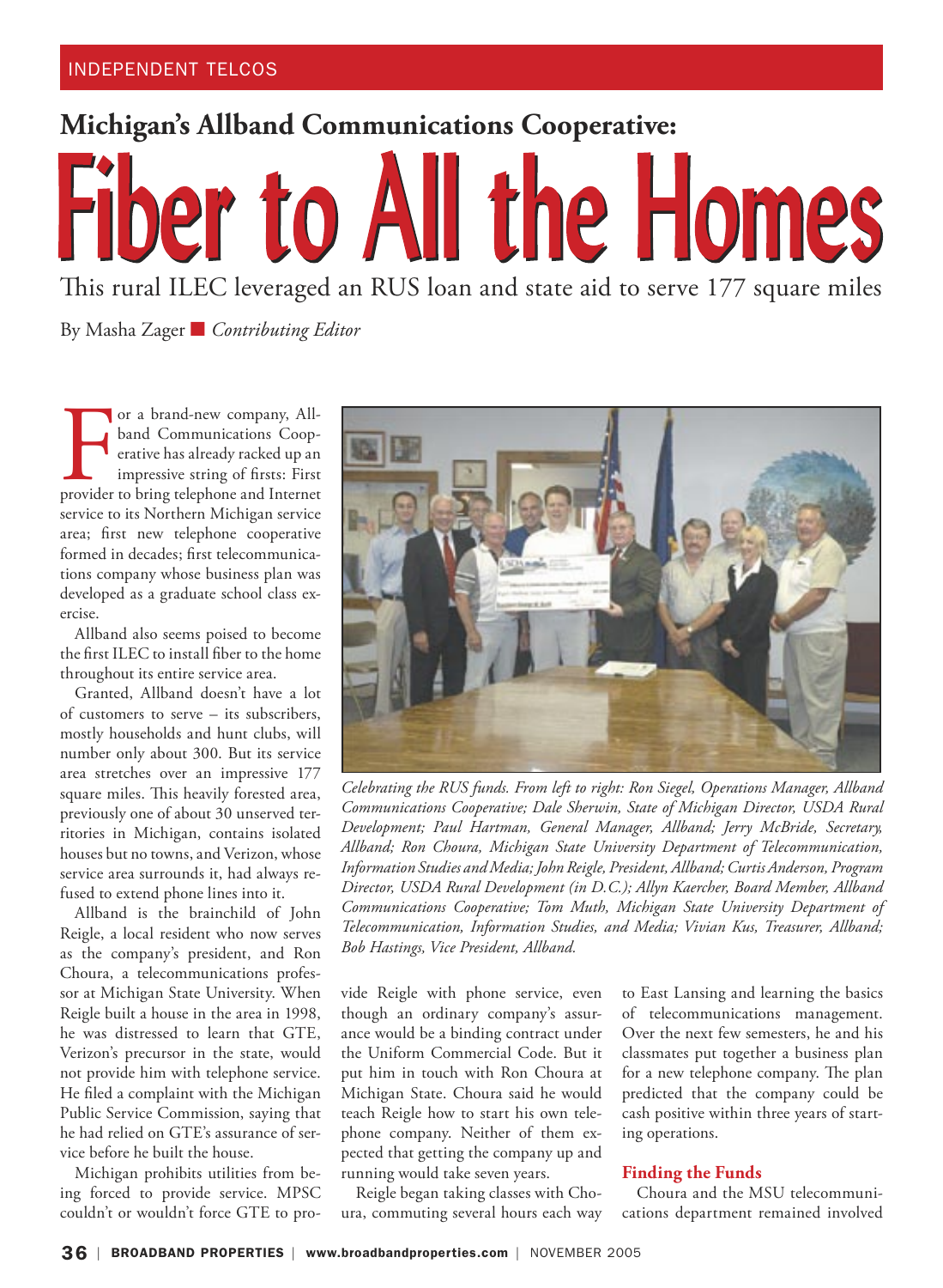INDEPENDENT TELCOS

## Michigan's Allband Communications Cooperative:

# Fiber to All the Homes

### This rural ILEC leveraged an RUS loan and state aid to serve 177 square miles

By Masha Zager ■ *Contributing Editor*

For a brand-new company, Allband Communications Cooperative has already racked up an impressive string of firsts: First provider to bring telephone and Internet service to its Northern Michigan service area; first new telephone cooperative formed in decades; first telecommunications company whose business plan was developed as a graduate school class exercise.

Allband also seems poised to become the first ILEC to install fiber to the home throughout its entire service area.

Granted, Allband doesn't have a lot of customers to serve – its subscribers, mostly households and hunt clubs, will number only about 300. But its service area stretches over an impressive 177 square miles. This heavily forested area, previously one of about 30 unserved territories in Michigan, contains isolated houses but no towns, and Verizon, whose service area surrounds it, had always refused to extend phone lines into it.

Allband is the brainchild of John Reigle, a local resident who now serves as the company's president, and Ron Choura, a telecommunications professor at Michigan State University. When Reigle built a house in the area in 1998, he was distressed to learn that GTE, Verizon's precursor in the state, would not provide him with telephone service. He filed a complaint with the Michigan Public Service Commission, saying that he had relied on GTE's assurance of service before he built the house.

Michigan prohibits utilities from being forced to provide service. MPSC couldn't or wouldn't force GTE to provide Reigle with phone service, even though an ordinary company's assurance would be a binding contract under the Uniform Commercial Code. But it put him in touch with Ron Choura at Michigan State. Choura said he would teach Reigle how to start his own telephone company. Neither of them expected that getting the company up and running would take seven years.

Reigle began taking classes with Choura, commuting several hours each way to East Lansing and learning the basics of telecommunications management. Over the next few semesters, he and his classmates put together a business plan for a new telephone company. The plan predicted that the company could be cash positive within three years of starting operations.

*Celebrating the RUS funds. From left to right: Ron Siegel, Operations Manager, Allband Communications Cooperative; Dale Sherwin, State of Michigan Director, USDA Rural Development; Paul Hartman, General Manager, Allband; Jerry McBride, Secretary, Allband; Ron Choura, Michigan State University Department of Telecommunication, Information Studies and Media; John Reigle, President, Allband; Curtis Anderson, Program Director, USDA Rural Development (in D.C.); Allyn Kaercher, Board Member, Allband Communications Cooperative; Tom Muth, Michigan State University Department of Telecommunication, Information Studies, and Media; Vivian Kus, Treasurer, Allband; Bob Hastings, Vice President, Allband.*

#### Finding the Funds

Choura and the MSU telecommunications department remained involved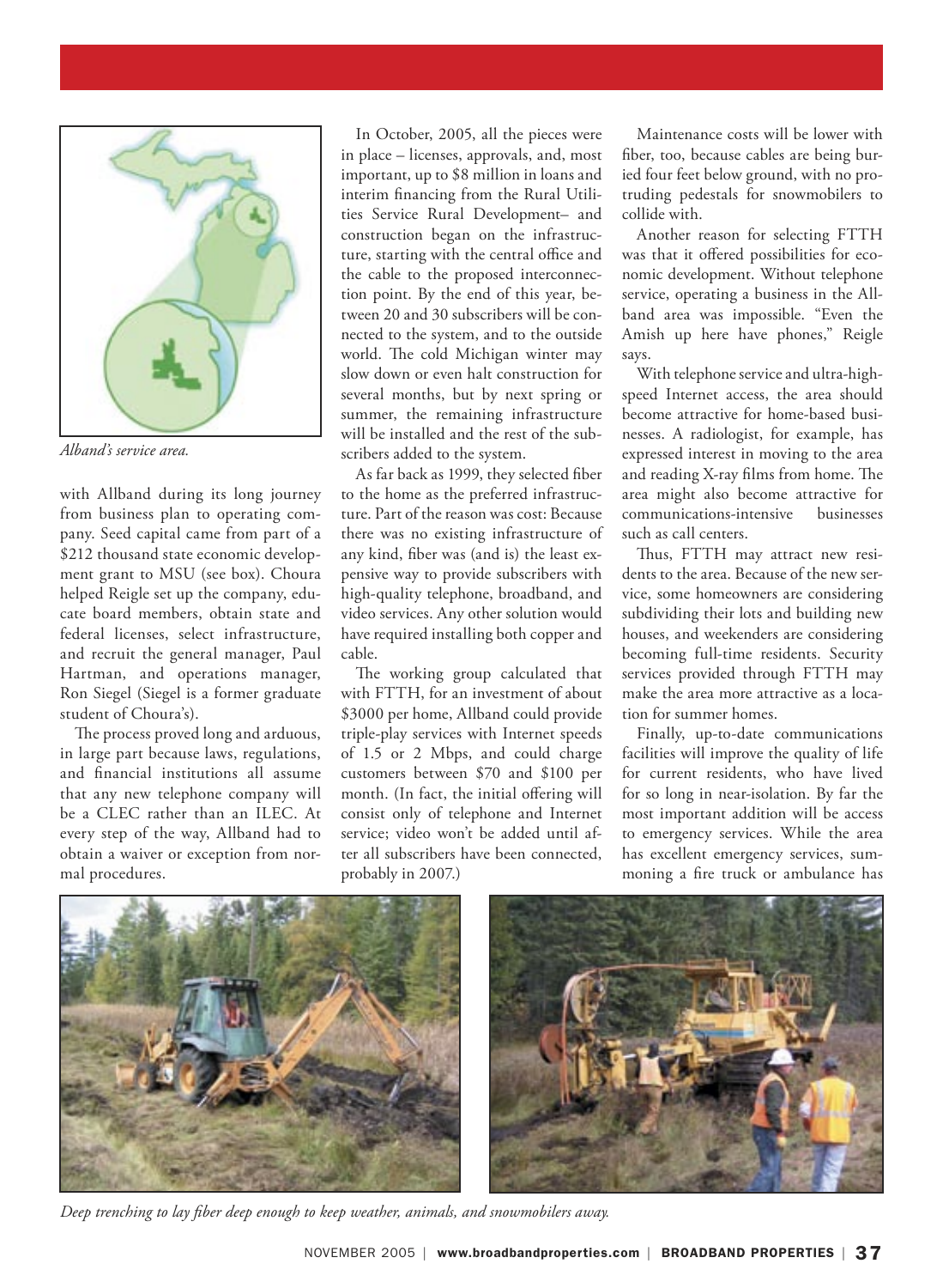*Allband's service area.*

with Allband during its long journey from business plan to operating company. Seed capital came from part of a $212 thousand state economic development grant to MSU (see box). Choura helped Reigle set up the company, educate board members, obtain state and federal licenses, select infrastructure, and recruit the general manager, Paul Hartman, and operations manager, Ron Siegel (Siegel is a former graduate student of Choura's).

The process proved long and arduous, in large part because laws, regulations, and financial institutions all assume that any new telephone company will be a CLEC rather than an ILEC. At every step of the way, Allband had to obtain a waiver or exception from normal procedures.

In October, 2005, all the pieces were in place – licenses, approvals, and, most important, up to $8 million in loans and interim financing from the Rural Utilities Service Rural Development– and construction began on the infrastructure, starting with the central office and the cable to the proposed interconnection point. By the end of this year, between 20 and 30 subscribers will be connected to the system, and to the outside world. The cold Michigan winter may slow down or even halt construction for several months, but by next spring or summer, the remaining infrastructure will be installed and the rest of the subscribers added to the system.

As far back as 1999, they selected fiber to the home as the preferred infrastructure. Part of the reason was cost: Because there was no existing infrastructure of any kind, fiber was (and is) the least expensive way to provide subscribers with high-quality telephone, broadband, and video services. Any other solution would have required installing both copper and cable.

The working group calculated that with FTTH, for an investment of about $3000 per home, Allband could provide triple-play services with Internet speeds of 1.5 or 2 Mbps, and could charge customers between $70 and $100 per month. (In fact, the initial offering will consist only of telephone and Internet service; video won't be added until after all subscribers have been connected, probably in 2007.)

Maintenance costs will be lower with fiber, too, because cables are being buried four feet below ground, with no protruding pedestals for snowmobilers to collide with.

Another reason for selecting FTTH was that it offered possibilities for economic development. Without telephone service, operating a business in the Allband area was impossible. "Even the Amish up here have phones," Reigle says.

With telephone service and ultra-high-speed Internet access, the area should become attractive for home-based businesses. A radiologist, for example, has expressed interest in moving to the area and reading X-ray films from home. The area might also become attractive for communications-intensive businesses such as call centers.

Thus, FTTH may attract new residents to the area. Because of the new service, some homeowners are considering subdividing their lots and building new houses, and weekenders are considering becoming full-time residents. Security services provided through FTTH may make the area more attractive as a location for summer homes.

Finally, up-to-date communications facilities will improve the quality of life for current residents, who have lived for so long in near-isolation. By far the most important addition will be access to emergency services. While the area has excellent emergency services, summoning a fire truck or ambulance has

*Deep trenching to lay fiber deep enough to keep weather, animals, and snowmobilers away.*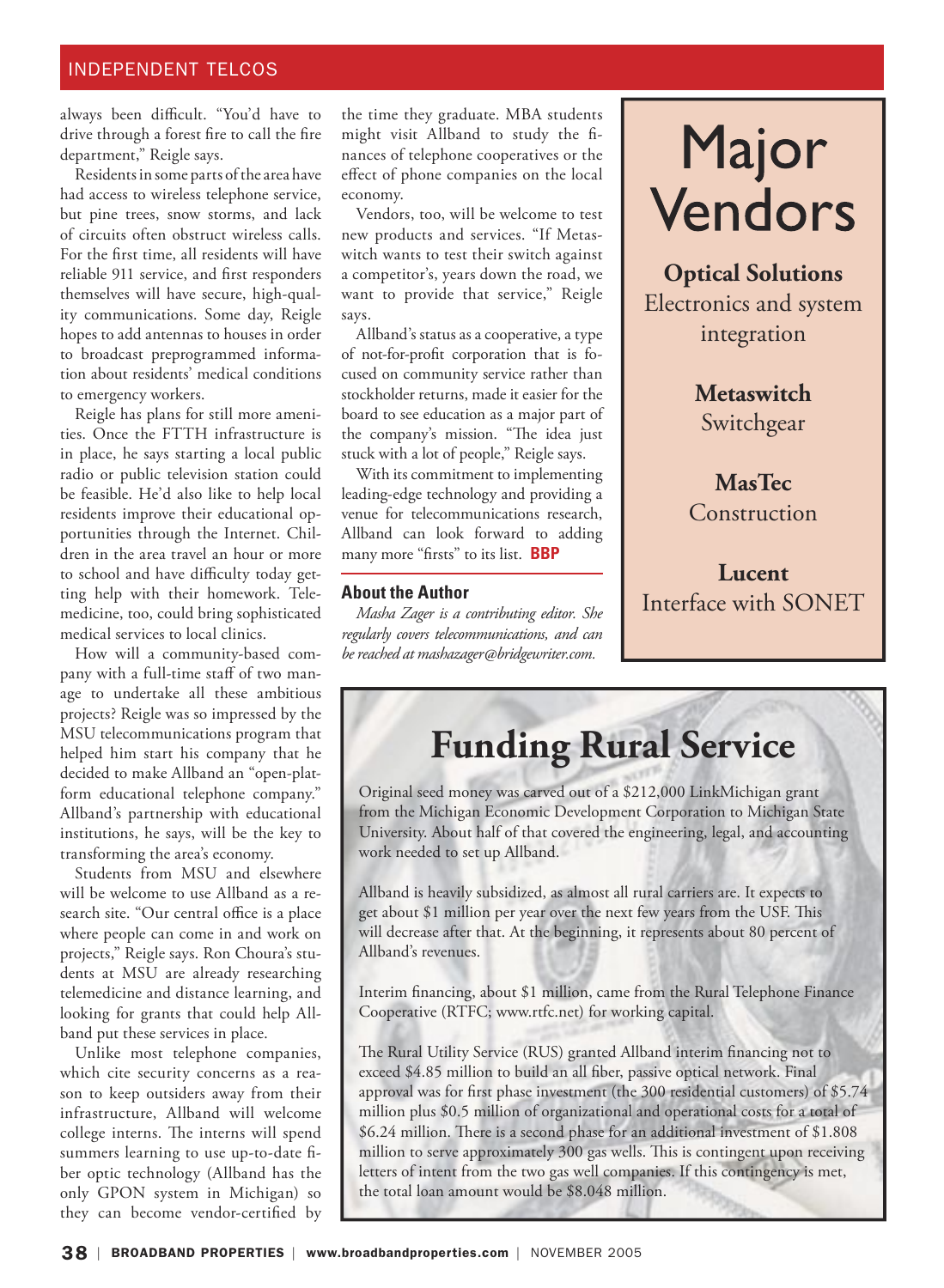always been difficult. "You'd have to drive through a forest fire to call the fire department," Reigle says.

Residents in some parts of the area have had access to wireless telephone service, but pine trees, snow storms, and lack of circuits often obstruct wireless calls. For the first time, all residents will have reliable 911 service, and first responders themselves will have secure, high-quality communications. Some day, Reigle hopes to add antennas to houses in order to broadcast preprogrammed information about residents' medical conditions to emergency workers.

Reigle has plans for still more amenities. Once the FTTH infrastructure is in place, he says starting a local public radio or public television station could be feasible. He'd also like to help local residents improve their educational opportunities through the Internet. Children in the area travel an hour or more to school and have difficulty today getting help with their homework. Telemedicine, too, could bring sophisticated medical services to local clinics.

How will a community-based company with a full-time staff of two manage to undertake all these ambitious projects? Reigle was so impressed by the MSU telecommunications program that helped him start his company that he decided to make Allband an "open-platform educational telephone company." Allband's partnership with educational institutions, he says, will be the key to transforming the area's economy.

Students from MSU and elsewhere will be welcome to use Allband as a research site. "Our central office is a place where people can come in and work on projects," Reigle says. Ron Choura's students at MSU are already researching telemedicine and distance learning, and looking for grants that could help Allband put these services in place.

Unlike most telephone companies, which cite security concerns as a reason to keep outsiders away from their infrastructure, Allband will welcome college interns. The interns will spend summers learning to use up-to-date fiber optic technology (Allband has the only GPON system in Michigan) so they can become vendor-certified by the time they graduate. MBA students might visit Allband to study the finances of telephone cooperatives or the effect of phone companies on the local economy.

Vendors, too, will be welcome to test new products and services. "If Metaswitch wants to test their switch against a competitor's, years down the road, we want to provide that service," Reigle says.

Allband's status as a cooperative, a type of not-for-profit corporation that is focused on community service rather than stockholder returns, made it easier for the board to see education as a major part of the company's mission. "The idea just stuck with a lot of people," Reigle says.

With its commitment to implementing leading-edge technology and providing a venue for telecommunications research, Allband can look forward to adding many more "firsts" to its list. **BBP**

### About the Author

*Masha Zager is a contributing editor. She regularly covers telecommunications, and can be reached at mashazager@bridgewriter.com.*

## Major Vendors

**Optical Solutions**
Electronics and system integration

**Metaswitch**
Switchgear

**MasTec**
Construction

**Lucent**
Interface with SONET

## Funding Rural Service

Original seed money was carved out of a $212,000 LinkMichigan grant from the Michigan Economic Development Corporation to Michigan State University. About half of that covered the engineering, legal, and accounting work needed to set up Allband.

Allband is heavily subsidized, as almost all rural carriers are. It expects to get about $1 million per year over the next few years from the USF. This will decrease after that. At the beginning, it represents about 80 percent of Allband's revenues.

Interim financing, about $1 million, came from the Rural Telephone Finance Cooperative (RTFC; www.rtfc.net) for working capital.

The Rural Utility Service (RUS) granted Allband interim financing not to exceed $4.85 million to build an all fiber, passive optical network. Final approval was for first phase investment (the 300 residential customers) of $5.74 million plus $0.5 million of organizational and operational costs for a total of $6.24 million. There is a second phase for an additional investment of $1.808 million to serve approximately 300 gas wells. This is contingent upon receiving letters of intent from the two gas well companies. If this contingency is met, the total loan amount would be $8.048 million.